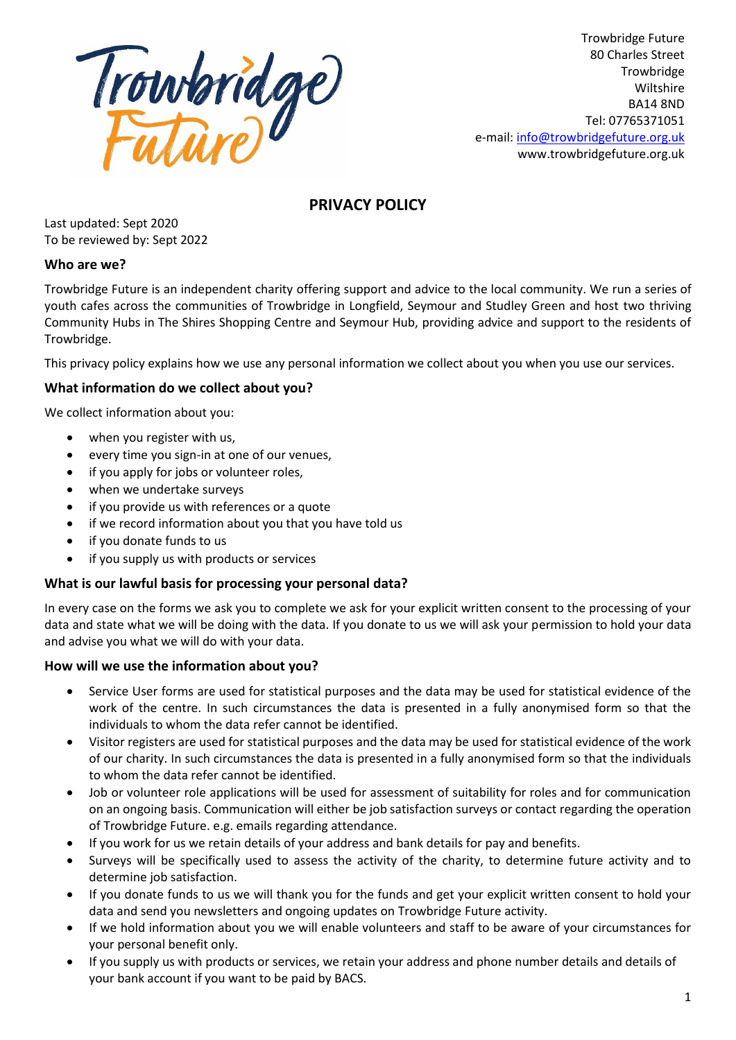Trowbridge Future
80 Charles Street
Trowbridge
Wiltshire
BA14 8ND
Tel: 07765371051
e-mail: info@trowbridgefuture.org.uk
www.trowbridgefuture.org.uk

# PRIVACY POLICY

Last updated: Sept 2020
To be reviewed by: Sept 2022

## Who are we?

Trowbridge Future is an independent charity offering support and advice to the local community. We run a series of youth cafes across the communities of Trowbridge in Longfield, Seymour and Studley Green and host two thriving Community Hubs in The Shires Shopping Centre and Seymour Hub, providing advice and support to the residents of Trowbridge.

This privacy policy explains how we use any personal information we collect about you when you use our services.

## What information do we collect about you?

We collect information about you:

- when you register with us,
- every time you sign-in at one of our venues,
- if you apply for jobs or volunteer roles,
- when we undertake surveys
- if you provide us with references or a quote
- if we record information about you that you have told us
- if you donate funds to us
- if you supply us with products or services

## What is our lawful basis for processing your personal data?

In every case on the forms we ask you to complete we ask for your explicit written consent to the processing of your data and state what we will be doing with the data. If you donate to us we will ask your permission to hold your data and advise you what we will do with your data.

## How will we use the information about you?

- Service User forms are used for statistical purposes and the data may be used for statistical evidence of the work of the centre. In such circumstances the data is presented in a fully anonymised form so that the individuals to whom the data refer cannot be identified.
- Visitor registers are used for statistical purposes and the data may be used for statistical evidence of the work of our charity. In such circumstances the data is presented in a fully anonymised form so that the individuals to whom the data refer cannot be identified.
- Job or volunteer role applications will be used for assessment of suitability for roles and for communication on an ongoing basis. Communication will either be job satisfaction surveys or contact regarding the operation of Trowbridge Future. e.g. emails regarding attendance.
- If you work for us we retain details of your address and bank details for pay and benefits.
- Surveys will be specifically used to assess the activity of the charity, to determine future activity and to determine job satisfaction.
- If you donate funds to us we will thank you for the funds and get your explicit written consent to hold your data and send you newsletters and ongoing updates on Trowbridge Future activity.
- If we hold information about you we will enable volunteers and staff to be aware of your circumstances for your personal benefit only.
- If you supply us with products or services, we retain your address and phone number details and details of your bank account if you want to be paid by BACS.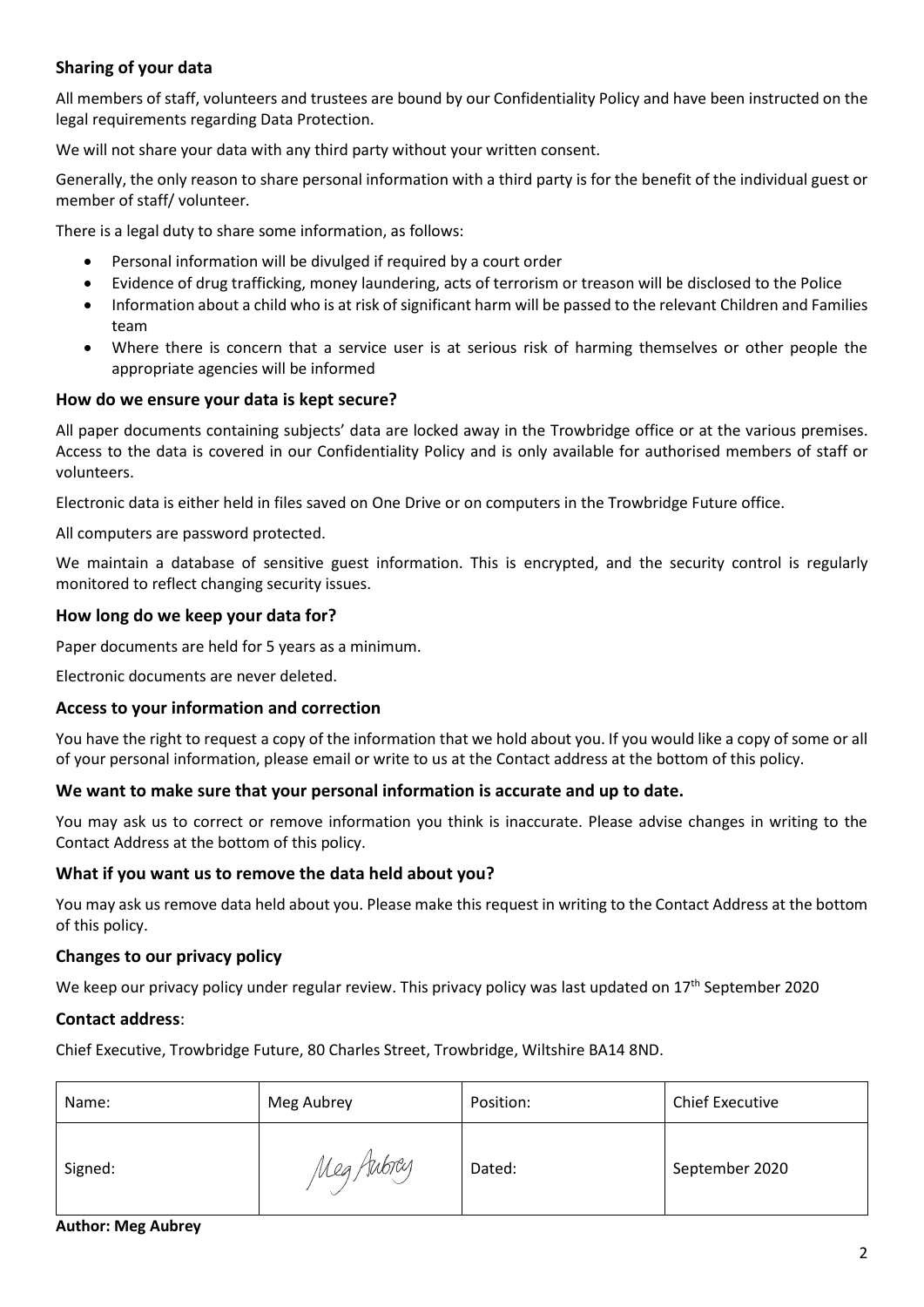### Sharing of your data

All members of staff, volunteers and trustees are bound by our Confidentiality Policy and have been instructed on the legal requirements regarding Data Protection.

We will not share your data with any third party without your written consent.

Generally, the only reason to share personal information with a third party is for the benefit of the individual guest or member of staff/ volunteer.

There is a legal duty to share some information, as follows:

- Personal information will be divulged if required by a court order
- Evidence of drug trafficking, money laundering, acts of terrorism or treason will be disclosed to the Police
- Information about a child who is at risk of significant harm will be passed to the relevant Children and Families team
- Where there is concern that a service user is at serious risk of harming themselves or other people the appropriate agencies will be informed

### How do we ensure your data is kept secure?

All paper documents containing subjects' data are locked away in the Trowbridge office or at the various premises. Access to the data is covered in our Confidentiality Policy and is only available for authorised members of staff or volunteers.

Electronic data is either held in files saved on One Drive or on computers in the Trowbridge Future office.

All computers are password protected.

We maintain a database of sensitive guest information. This is encrypted, and the security control is regularly monitored to reflect changing security issues.

### How long do we keep your data for?

Paper documents are held for 5 years as a minimum.

Electronic documents are never deleted.

### Access to your information and correction

You have the right to request a copy of the information that we hold about you. If you would like a copy of some or all of your personal information, please email or write to us at the Contact address at the bottom of this policy.

### We want to make sure that your personal information is accurate and up to date.

You may ask us to correct or remove information you think is inaccurate. Please advise changes in writing to the Contact Address at the bottom of this policy.

### What if you want us to remove the data held about you?

You may ask us remove data held about you. Please make this request in writing to the Contact Address at the bottom of this policy.

### Changes to our privacy policy

We keep our privacy policy under regular review. This privacy policy was last updated on 17th September 2020

### Contact address:

Chief Executive, Trowbridge Future, 80 Charles Street, Trowbridge, Wiltshire BA14 8ND.

| | | | |
|---|---|---|---|
| Name: | Meg Aubrey | Position: | Chief Executive |
| Signed: | Meg Aubrey | Dated: | September 2020 |

**Author: Meg Aubrey**